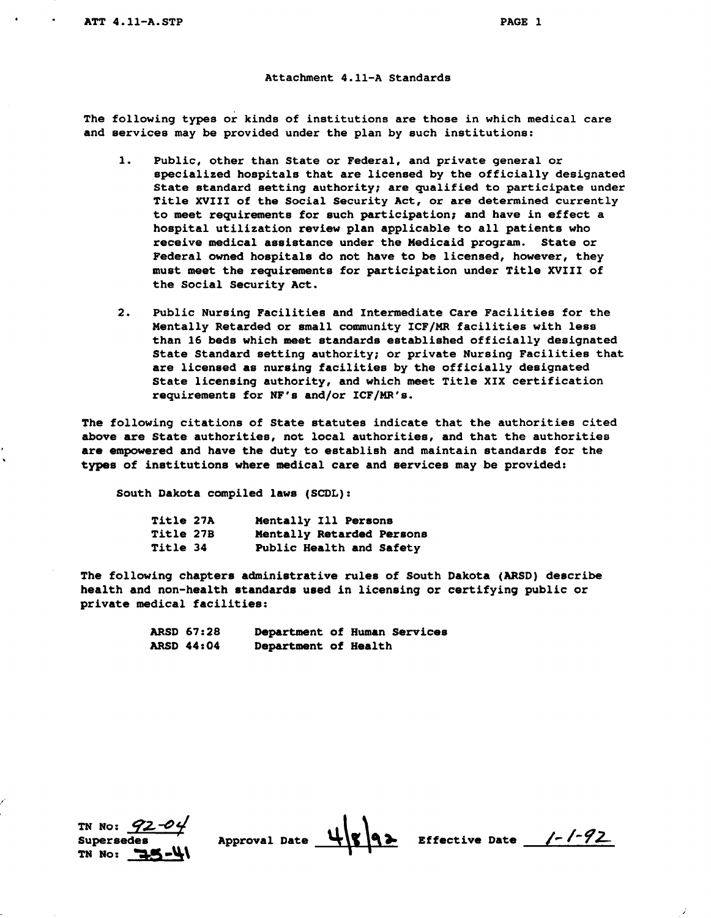# Attachment 4.11-A Standards

The following types or kinds of institutions are those in which medical care and services may be provided under the plan by such institutions:

1. Public, other than State or Federal, and private general or specialized hospitals that are licensed by the officially designated State standard setting authority; are qualified to participate under Title XVIII of the Social Security Act, or are determined currently to meet requirements for such participation; and have in effect a hospital utilization review plan applicable to all patients who receive medical assistance under the Medicaid program. State or Federal owned hospitals do not have to be licensed, however, they must meet the requirements for participation under Title XVIII of the Social Security Act.

2. Public Nursing Facilities and Intermediate Care Facilities for the Mentally Retarded or small community ICF/MR facilities with less than 16 beds which meet standards established officially designated State Standard setting authority; or private Nursing Facilities that are licensed as nursing facilities by the officially designated State licensing authority, and which meet Title XIX certification requirements for NF's and/or ICF/MR's.

The following citations of State statutes indicate that the authorities cited above are State authorities, not local authorities, and that the authorities are empowered and have the duty to establish and maintain standards for the types of institutions where medical care and services may be provided:

South Dakota compiled laws (SCDL):

| | |
|---|---|
| Title 27A | Mentally Ill Persons |
| Title 27B | Mentally Retarded Persons |
| Title 34 | Public Health and Safety |

The following chapters administrative rules of South Dakota (ARSD) describe health and non-health standards used in licensing or certifying public or private medical facilities:

| | |
|---|---|
| ARSD 67:28 | Department of Human Services |
| ARSD 44:04 | Department of Health |

TN No: 92-04
Supersedes
TN No: 75-41

Approval Date 4/8/92 Effective Date 1-1-92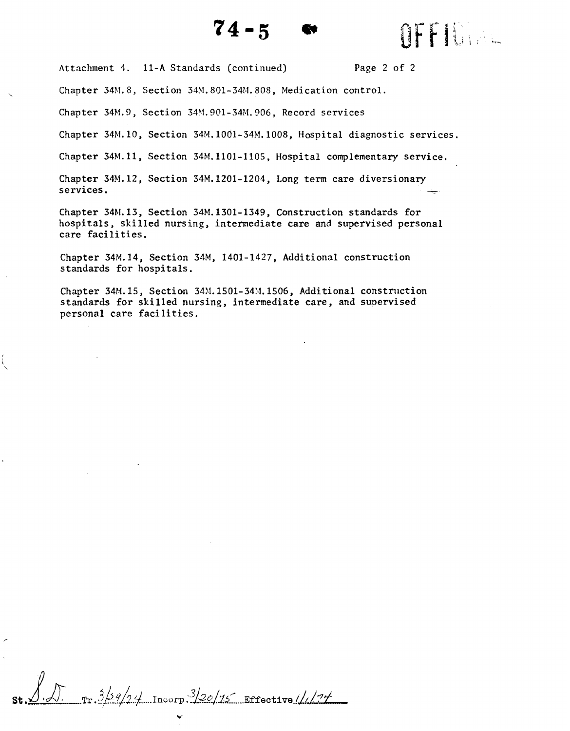74-5 OFFICIAL

Attachment 4. 11-A Standards (continued) Page 2 of 2

Chapter 34M.8, Section 34M.801-34M.808, Medication control.

Chapter 34M.9, Section 34M.901-34M.906, Record services

Chapter 34M.10, Section 34M.1001-34M.1008, Hospital diagnostic services.

Chapter 34M.11, Section 34M.1101-1105, Hospital complementary service.

Chapter 34M.12, Section 34M.1201-1204, Long term care diversionary services.

Chapter 34M.13, Section 34M.1301-1349, Construction standards for hospitals, skilled nursing, intermediate care and supervised personal care facilities.

Chapter 34M.14, Section 34M, 1401-1427, Additional construction standards for hospitals.

Chapter 34M.15, Section 34M.1501-34M.1506, Additional construction standards for skilled nursing, intermediate care, and supervised personal care facilities.

St. S.D. Tr. 3/29/74 Incorp. 3/20/75 Effective 1/1/74